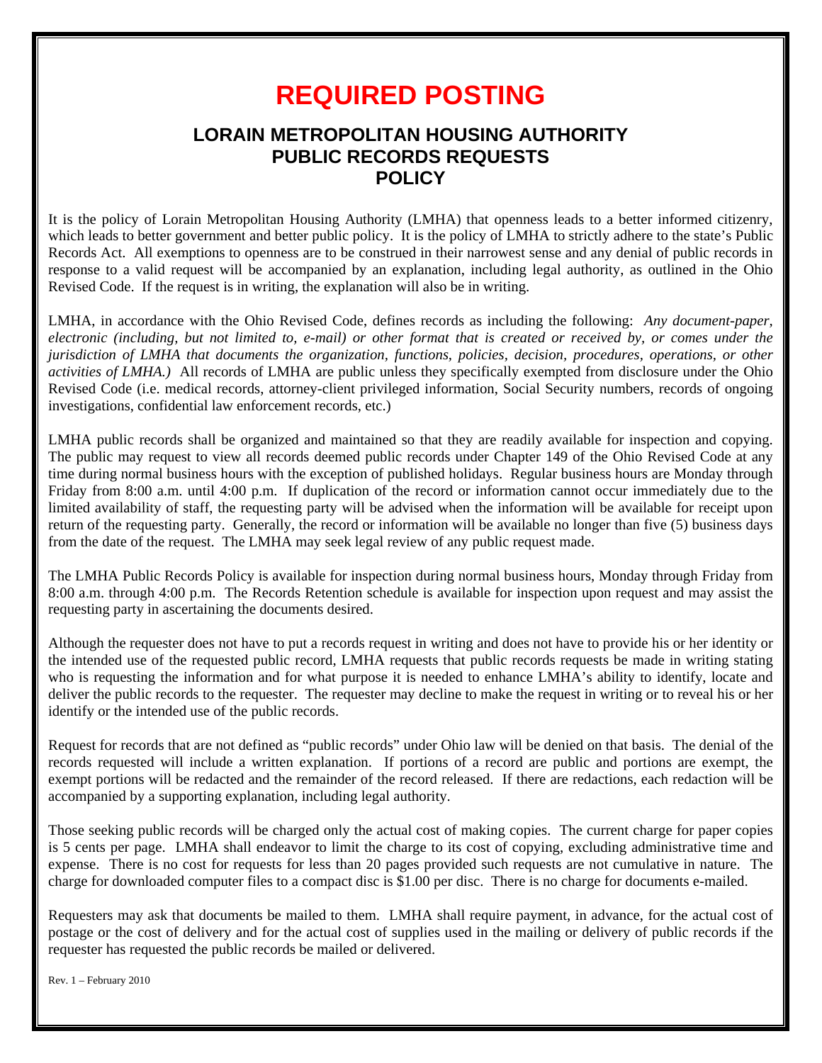# REQUIRED POSTING

## LORAIN METROPOLITAN HOUSING AUTHORITY
## PUBLIC RECORDS REQUESTS
## POLICY

It is the policy of Lorain Metropolitan Housing Authority (LMHA) that openness leads to a better informed citizenry, which leads to better government and better public policy. It is the policy of LMHA to strictly adhere to the state's Public Records Act. All exemptions to openness are to be construed in their narrowest sense and any denial of public records in response to a valid request will be accompanied by an explanation, including legal authority, as outlined in the Ohio Revised Code. If the request is in writing, the explanation will also be in writing.

LMHA, in accordance with the Ohio Revised Code, defines records as including the following: *Any document-paper, electronic (including, but not limited to, e-mail) or other format that is created or received by, or comes under the jurisdiction of LMHA that documents the organization, functions, policies, decision, procedures, operations, or other activities of LMHA.)* All records of LMHA are public unless they specifically exempted from disclosure under the Ohio Revised Code (i.e. medical records, attorney-client privileged information, Social Security numbers, records of ongoing investigations, confidential law enforcement records, etc.)

LMHA public records shall be organized and maintained so that they are readily available for inspection and copying. The public may request to view all records deemed public records under Chapter 149 of the Ohio Revised Code at any time during normal business hours with the exception of published holidays. Regular business hours are Monday through Friday from 8:00 a.m. until 4:00 p.m. If duplication of the record or information cannot occur immediately due to the limited availability of staff, the requesting party will be advised when the information will be available for receipt upon return of the requesting party. Generally, the record or information will be available no longer than five (5) business days from the date of the request. The LMHA may seek legal review of any public request made.

The LMHA Public Records Policy is available for inspection during normal business hours, Monday through Friday from 8:00 a.m. through 4:00 p.m. The Records Retention schedule is available for inspection upon request and may assist the requesting party in ascertaining the documents desired.

Although the requester does not have to put a records request in writing and does not have to provide his or her identity or the intended use of the requested public record, LMHA requests that public records requests be made in writing stating who is requesting the information and for what purpose it is needed to enhance LMHA's ability to identify, locate and deliver the public records to the requester. The requester may decline to make the request in writing or to reveal his or her identify or the intended use of the public records.

Request for records that are not defined as "public records" under Ohio law will be denied on that basis. The denial of the records requested will include a written explanation. If portions of a record are public and portions are exempt, the exempt portions will be redacted and the remainder of the record released. If there are redactions, each redaction will be accompanied by a supporting explanation, including legal authority.

Those seeking public records will be charged only the actual cost of making copies. The current charge for paper copies is 5 cents per page. LMHA shall endeavor to limit the charge to its cost of copying, excluding administrative time and expense. There is no cost for requests for less than 20 pages provided such requests are not cumulative in nature. The charge for downloaded computer files to a compact disc is $1.00 per disc. There is no charge for documents e-mailed.

Requesters may ask that documents be mailed to them. LMHA shall require payment, in advance, for the actual cost of postage or the cost of delivery and for the actual cost of supplies used in the mailing or delivery of public records if the requester has requested the public records be mailed or delivered.

Rev. 1 – February 2010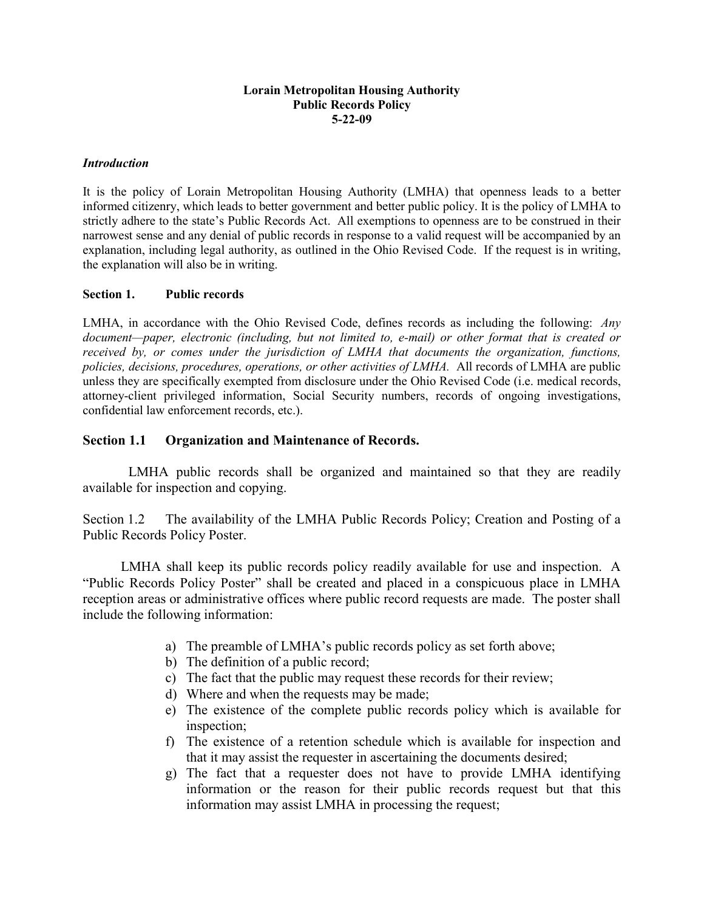**Lorain Metropolitan Housing Authority**
**Public Records Policy**
**5-22-09**

***Introduction***

It is the policy of Lorain Metropolitan Housing Authority (LMHA) that openness leads to a better informed citizenry, which leads to better government and better public policy. It is the policy of LMHA to strictly adhere to the state's Public Records Act. All exemptions to openness are to be construed in their narrowest sense and any denial of public records in response to a valid request will be accompanied by an explanation, including legal authority, as outlined in the Ohio Revised Code. If the request is in writing, the explanation will also be in writing.

### Section 1. Public records

LMHA, in accordance with the Ohio Revised Code, defines records as including the following: *Any document—paper, electronic (including, but not limited to, e-mail) or other format that is created or received by, or comes under the jurisdiction of LMHA that documents the organization, functions, policies, decisions, procedures, operations, or other activities of LMHA.* All records of LMHA are public unless they are specifically exempted from disclosure under the Ohio Revised Code (i.e. medical records, attorney-client privileged information, Social Security numbers, records of ongoing investigations, confidential law enforcement records, etc.).

### Section 1.1 Organization and Maintenance of Records.

LMHA public records shall be organized and maintained so that they are readily available for inspection and copying.

Section 1.2 The availability of the LMHA Public Records Policy; Creation and Posting of a Public Records Policy Poster.

LMHA shall keep its public records policy readily available for use and inspection. A "Public Records Policy Poster" shall be created and placed in a conspicuous place in LMHA reception areas or administrative offices where public record requests are made. The poster shall include the following information:

a) The preamble of LMHA's public records policy as set forth above;
b) The definition of a public record;
c) The fact that the public may request these records for their review;
d) Where and when the requests may be made;
e) The existence of the complete public records policy which is available for inspection;
f) The existence of a retention schedule which is available for inspection and that it may assist the requester in ascertaining the documents desired;
g) The fact that a requester does not have to provide LMHA identifying information or the reason for their public records request but that this information may assist LMHA in processing the request;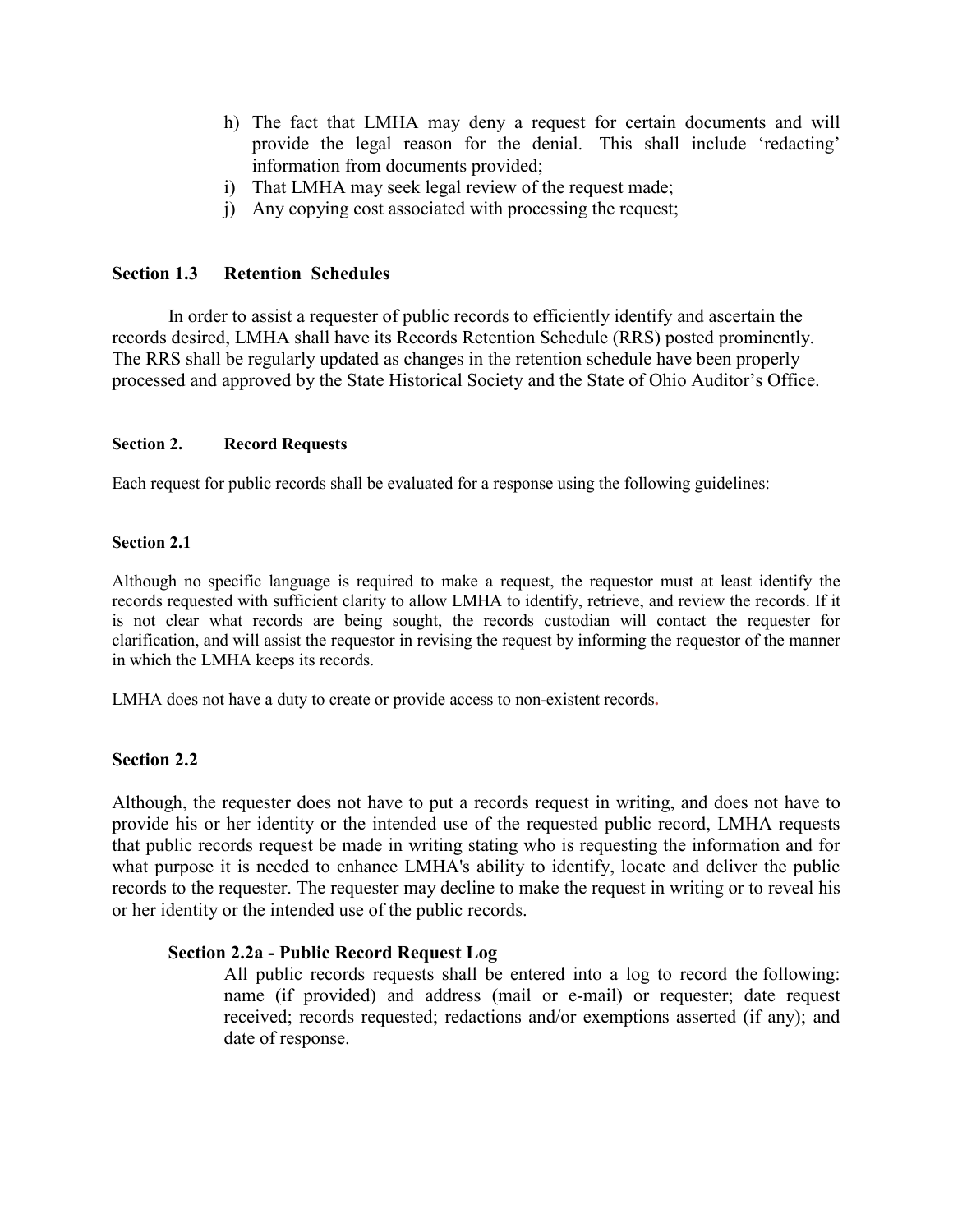h) The fact that LMHA may deny a request for certain documents and will provide the legal reason for the denial. This shall include 'redacting' information from documents provided;
i) That LMHA may seek legal review of the request made;
j) Any copying cost associated with processing the request;

### Section 1.3 Retention Schedules

In order to assist a requester of public records to efficiently identify and ascertain the records desired, LMHA shall have its Records Retention Schedule (RRS) posted prominently. The RRS shall be regularly updated as changes in the retention schedule have been properly processed and approved by the State Historical Society and the State of Ohio Auditor's Office.

## Section 2. Record Requests

Each request for public records shall be evaluated for a response using the following guidelines:

### Section 2.1

Although no specific language is required to make a request, the requestor must at least identify the records requested with sufficient clarity to allow LMHA to identify, retrieve, and review the records. If it is not clear what records are being sought, the records custodian will contact the requester for clarification, and will assist the requestor in revising the request by informing the requestor of the manner in which the LMHA keeps its records.

LMHA does not have a duty to create or provide access to non-existent records.

### Section 2.2

Although, the requester does not have to put a records request in writing, and does not have to provide his or her identity or the intended use of the requested public record, LMHA requests that public records request be made in writing stating who is requesting the information and for what purpose it is needed to enhance LMHA's ability to identify, locate and deliver the public records to the requester. The requester may decline to make the request in writing or to reveal his or her identity or the intended use of the public records.

#### Section 2.2a - Public Record Request Log

All public records requests shall be entered into a log to record the following: name (if provided) and address (mail or e-mail) or requester; date request received; records requested; redactions and/or exemptions asserted (if any); and date of response.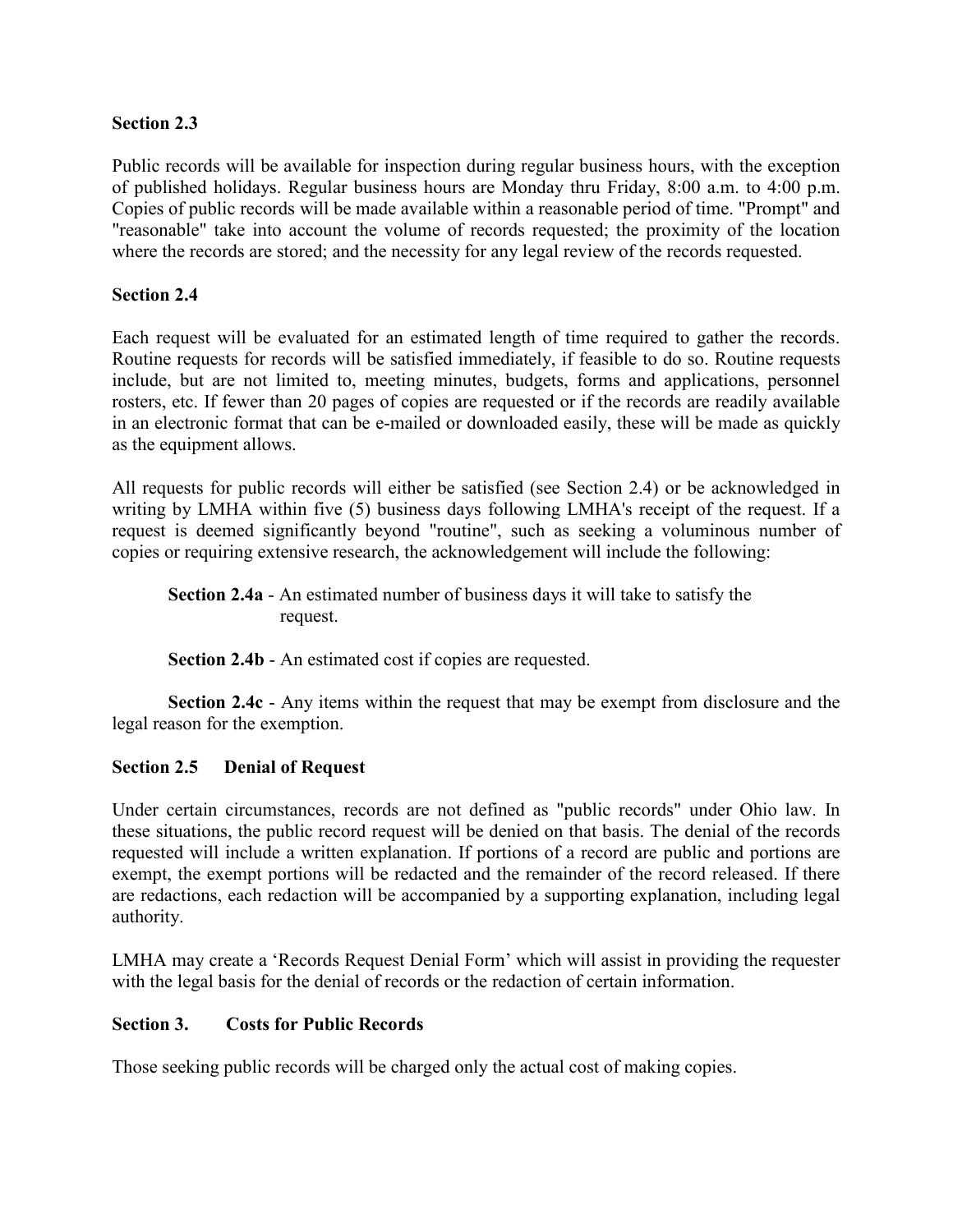### Section 2.3

Public records will be available for inspection during regular business hours, with the exception of published holidays. Regular business hours are Monday thru Friday, 8:00 a.m. to 4:00 p.m. Copies of public records will be made available within a reasonable period of time. "Prompt" and "reasonable" take into account the volume of records requested; the proximity of the location where the records are stored; and the necessity for any legal review of the records requested.

### Section 2.4

Each request will be evaluated for an estimated length of time required to gather the records. Routine requests for records will be satisfied immediately, if feasible to do so. Routine requests include, but are not limited to, meeting minutes, budgets, forms and applications, personnel rosters, etc. If fewer than 20 pages of copies are requested or if the records are readily available in an electronic format that can be e-mailed or downloaded easily, these will be made as quickly as the equipment allows.

All requests for public records will either be satisfied (see Section 2.4) or be acknowledged in writing by LMHA within five (5) business days following LMHA's receipt of the request. If a request is deemed significantly beyond "routine", such as seeking a voluminous number of copies or requiring extensive research, the acknowledgement will include the following:

**Section 2.4a** - An estimated number of business days it will take to satisfy the request.

**Section 2.4b** - An estimated cost if copies are requested.

**Section 2.4c** - Any items within the request that may be exempt from disclosure and the legal reason for the exemption.

### Section 2.5 Denial of Request

Under certain circumstances, records are not defined as "public records" under Ohio law. In these situations, the public record request will be denied on that basis. The denial of the records requested will include a written explanation. If portions of a record are public and portions are exempt, the exempt portions will be redacted and the remainder of the record released. If there are redactions, each redaction will be accompanied by a supporting explanation, including legal authority.

LMHA may create a 'Records Request Denial Form' which will assist in providing the requester with the legal basis for the denial of records or the redaction of certain information.

## Section 3. Costs for Public Records

Those seeking public records will be charged only the actual cost of making copies.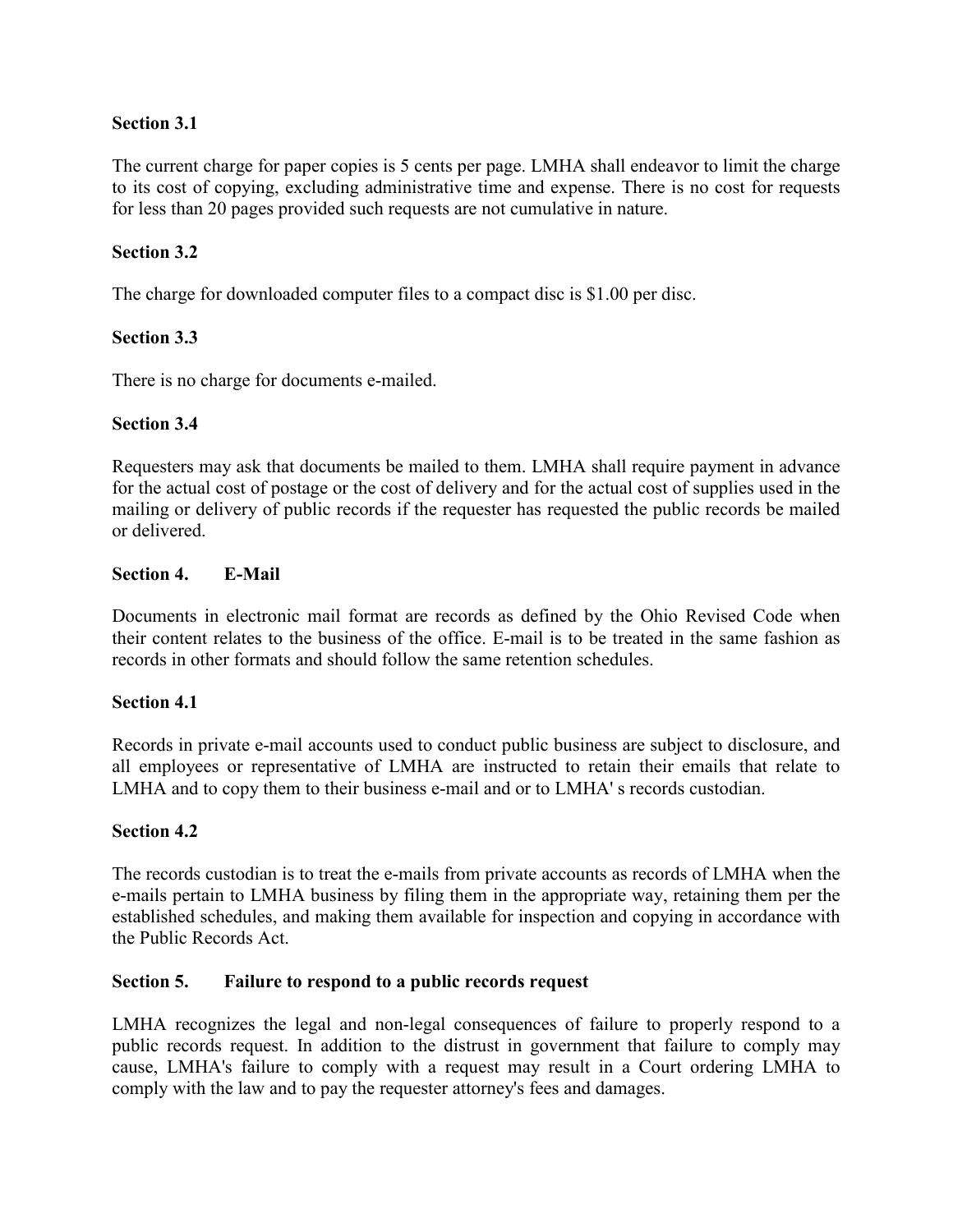**Section 3.1**

The current charge for paper copies is 5 cents per page. LMHA shall endeavor to limit the charge to its cost of copying, excluding administrative time and expense. There is no cost for requests for less than 20 pages provided such requests are not cumulative in nature.

**Section 3.2**

The charge for downloaded computer files to a compact disc is $1.00 per disc.

**Section 3.3**

There is no charge for documents e-mailed.

**Section 3.4**

Requesters may ask that documents be mailed to them. LMHA shall require payment in advance for the actual cost of postage or the cost of delivery and for the actual cost of supplies used in the mailing or delivery of public records if the requester has requested the public records be mailed or delivered.

**Section 4. E-Mail**

Documents in electronic mail format are records as defined by the Ohio Revised Code when their content relates to the business of the office. E-mail is to be treated in the same fashion as records in other formats and should follow the same retention schedules.

**Section 4.1**

Records in private e-mail accounts used to conduct public business are subject to disclosure, and all employees or representative of LMHA are instructed to retain their emails that relate to LMHA and to copy them to their business e-mail and or to LMHA' s records custodian.

**Section 4.2**

The records custodian is to treat the e-mails from private accounts as records of LMHA when the e-mails pertain to LMHA business by filing them in the appropriate way, retaining them per the established schedules, and making them available for inspection and copying in accordance with the Public Records Act.

**Section 5. Failure to respond to a public records request**

LMHA recognizes the legal and non-legal consequences of failure to properly respond to a public records request. In addition to the distrust in government that failure to comply may cause, LMHA's failure to comply with a request may result in a Court ordering LMHA to comply with the law and to pay the requester attorney's fees and damages.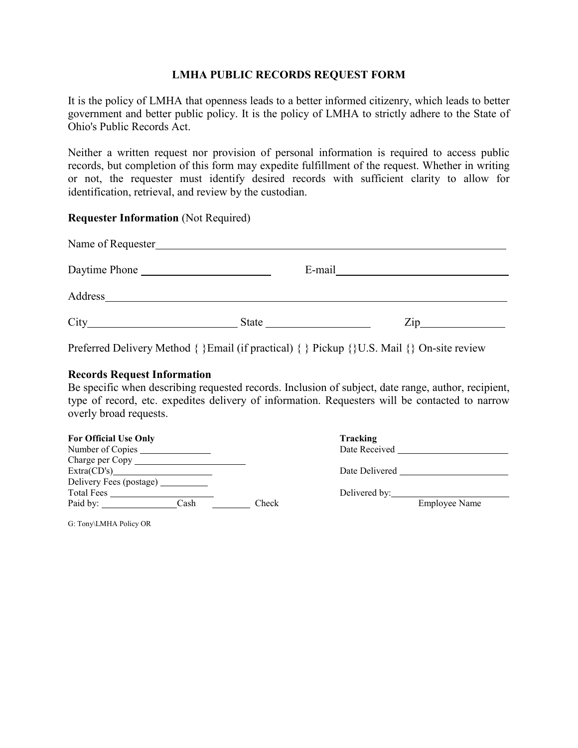# LMHA PUBLIC RECORDS REQUEST FORM

It is the policy of LMHA that openness leads to a better informed citizenry, which leads to better government and better public policy. It is the policy of LMHA to strictly adhere to the State of Ohio's Public Records Act.

Neither a written request nor provision of personal information is required to access public records, but completion of this form may expedite fulfillment of the request. Whether in writing or not, the requester must identify desired records with sufficient clarity to allow for identification, retrieval, and review by the custodian.

**Requester Information** (Not Required)

Name of Requester ______________________________

Daytime Phone ______________ E-mail ______________

Address ______________________________

City ______________ State ______________ Zip ______________

Preferred Delivery Method { }Email (if practical) { } Pickup {}U.S. Mail {} On-site review

**Records Request Information**

Be specific when describing requested records. Inclusion of subject, date range, author, recipient, type of record, etc. expedites delivery of information. Requesters will be contacted to narrow overly broad requests.

**For Official Use Only**

Number of Copies ______________

Charge per Copy ______________

Extra(CD's) ______________

Delivery Fees (postage) ______________

Total Fees ______________

Paid by: ______________Cash ______________ Check

**Tracking**

Date Received ______________

Date Delivered ______________

Delivered by: ______________
Employee Name

G: Tony\LMHA Policy OR